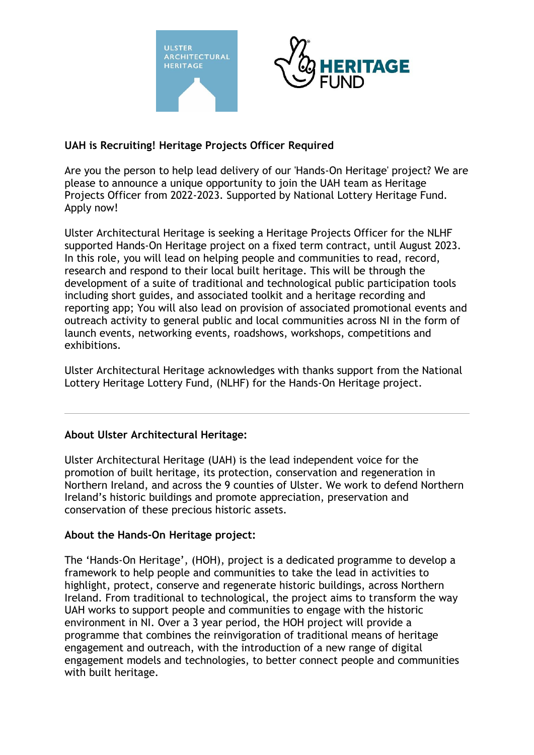**UAH is Recruiting! Heritage Projects Officer Required**

Are you the person to help lead delivery of our 'Hands-On Heritage' project? We are please to announce a unique opportunity to join the UAH team as Heritage Projects Officer from 2022-2023. Supported by National Lottery Heritage Fund. Apply now!

Ulster Architectural Heritage is seeking a Heritage Projects Officer for the NLHF supported Hands-On Heritage project on a fixed term contract, until August 2023. In this role, you will lead on helping people and communities to read, record, research and respond to their local built heritage. This will be through the development of a suite of traditional and technological public participation tools including short guides, and associated toolkit and a heritage recording and reporting app; You will also lead on provision of associated promotional events and outreach activity to general public and local communities across NI in the form of launch events, networking events, roadshows, workshops, competitions and exhibitions.

Ulster Architectural Heritage acknowledges with thanks support from the National Lottery Heritage Lottery Fund, (NLHF) for the Hands-On Heritage project.

---

**About Ulster Architectural Heritage:**

Ulster Architectural Heritage (UAH) is the lead independent voice for the promotion of built heritage, its protection, conservation and regeneration in Northern Ireland, and across the 9 counties of Ulster. We work to defend Northern Ireland's historic buildings and promote appreciation, preservation and conservation of these precious historic assets.

**About the Hands-On Heritage project:**

The 'Hands-On Heritage', (HOH), project is a dedicated programme to develop a framework to help people and communities to take the lead in activities to highlight, protect, conserve and regenerate historic buildings, across Northern Ireland. From traditional to technological, the project aims to transform the way UAH works to support people and communities to engage with the historic environment in NI. Over a 3 year period, the HOH project will provide a programme that combines the reinvigoration of traditional means of heritage engagement and outreach, with the introduction of a new range of digital engagement models and technologies, to better connect people and communities with built heritage.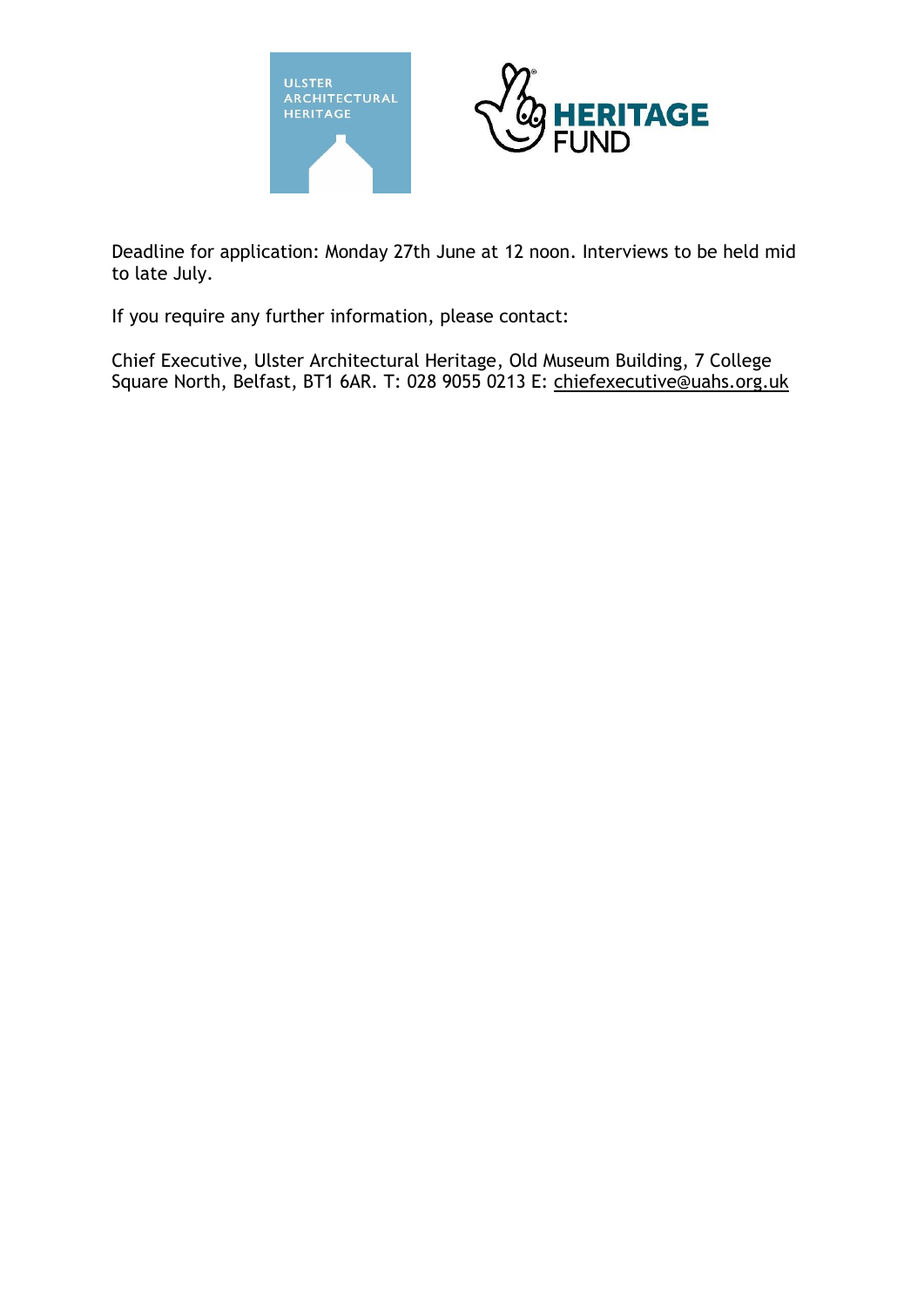Deadline for application: Monday 27th June at 12 noon. Interviews to be held mid to late July.

If you require any further information, please contact:

Chief Executive, Ulster Architectural Heritage, Old Museum Building, 7 College Square North, Belfast, BT1 6AR. T: 028 9055 0213 E: chiefexecutive@uahs.org.uk